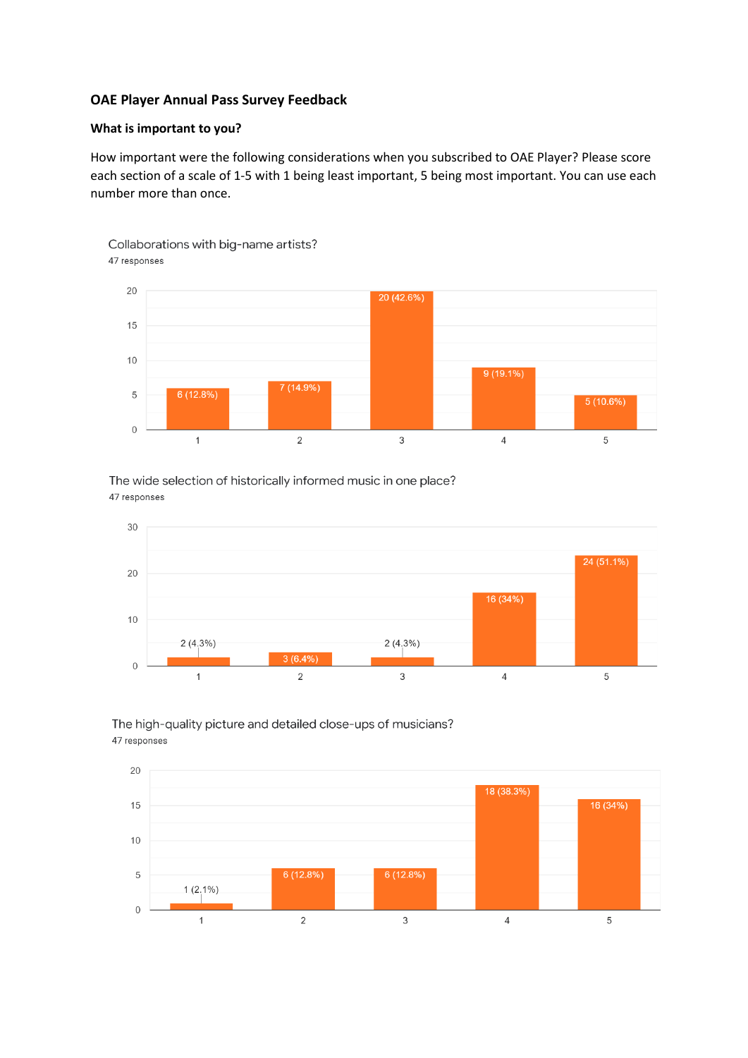**OAE Player Annual Pass Survey Feedback**

**What is important to you?**

How important were the following considerations when you subscribed to OAE Player? Please score each section of a scale of 1-5 with 1 being least important, 5 being most important. You can use each number more than once.

Collaborations with big-name artists?

47 responses

| Score | Responses |
|---|---|
| 1 | 6 (12.8%) |
| 2 | 7 (14.9%) |
| 3 | 20 (42.6%) |
| 4 | 9 (19.1%) |
| 5 | 5 (10.6%) |

The wide selection of historically informed music in one place?

47 responses

| Score | Responses |
|---|---|
| 1 | 2 (4.3%) |
| 2 | 3 (6.4%) |
| 3 | 2 (4.3%) |
| 4 | 16 (34%) |
| 5 | 24 (51.1%) |

The high-quality picture and detailed close-ups of musicians?

47 responses

| Score | Responses |
|---|---|
| 1 | 1 (2.1%) |
| 2 | 6 (12.8%) |
| 3 | 6 (12.8%) |
| 4 | 18 (38.3%) |
| 5 | 16 (34%) |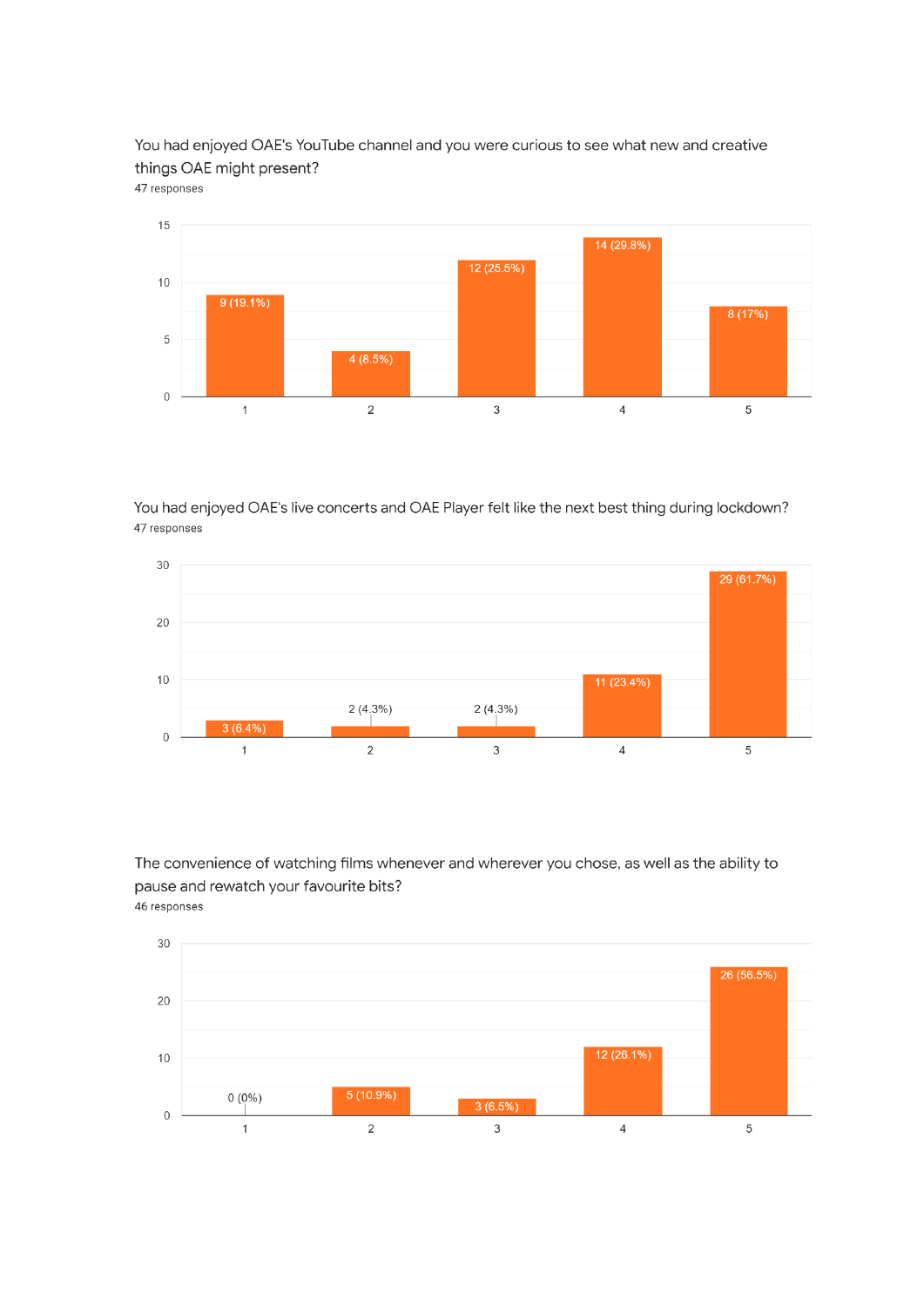You had enjoyed OAE's YouTube channel and you were curious to see what new and creative things OAE might present?

47 responses

| Rating | Responses |
|---|---|
| 1 | 9 (19.1%) |
| 2 | 4 (8.5%) |
| 3 | 12 (25.5%) |
| 4 | 14 (29.8%) |
| 5 | 8 (17%) |

You had enjoyed OAE's live concerts and OAE Player felt like the next best thing during lockdown?

47 responses

| Rating | Responses |
|---|---|
| 1 | 3 (6.4%) |
| 2 | 2 (4.3%) |
| 3 | 2 (4.3%) |
| 4 | 11 (23.4%) |
| 5 | 29 (61.7%) |

The convenience of watching films whenever and wherever you chose, as well as the ability to pause and rewatch your favourite bits?

46 responses

| Rating | Responses |
|---|---|
| 1 | 0 (0%) |
| 2 | 5 (10.9%) |
| 3 | 3 (6.5%) |
| 4 | 12 (26.1%) |
| 5 | 26 (56.5%) |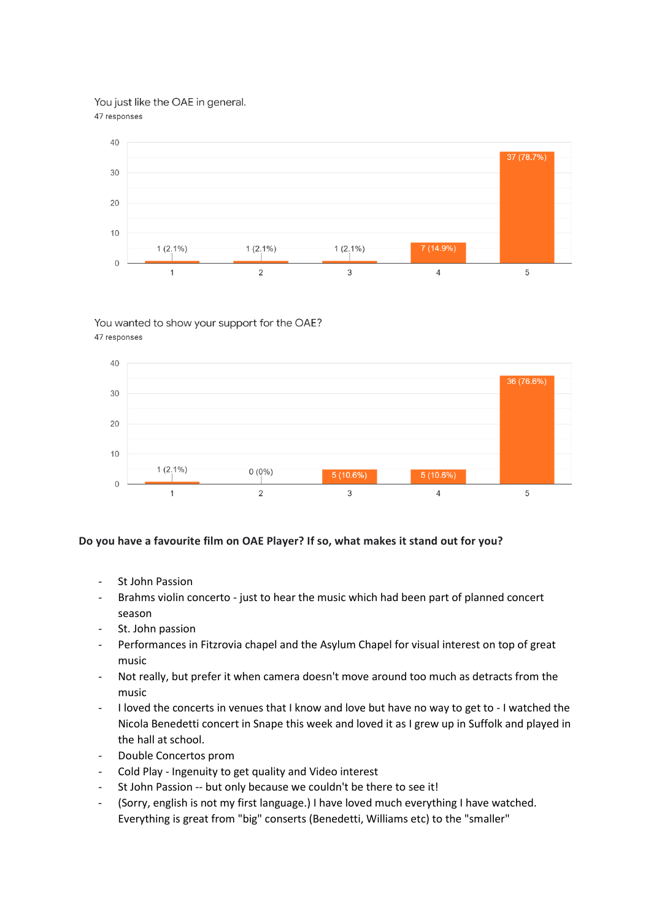You just like the OAE in general.
47 responses

| Rating | Responses |
| --- | --- |
| 1 | 1 (2.1%) |
| 2 | 1 (2.1%) |
| 3 | 1 (2.1%) |
| 4 | 7 (14.9%) |
| 5 | 37 (78.7%) |

You wanted to show your support for the OAE?
47 responses

| Rating | Responses |
| --- | --- |
| 1 | 1 (2.1%) |
| 2 | 0 (0%) |
| 3 | 5 (10.6%) |
| 4 | 5 (10.6%) |
| 5 | 36 (76.6%) |

**Do you have a favourite film on OAE Player? If so, what makes it stand out for you?**

- St John Passion
- Brahms violin concerto - just to hear the music which had been part of planned concert season
- St. John passion
- Performances in Fitzrovia chapel and the Asylum Chapel for visual interest on top of great music
- Not really, but prefer it when camera doesn't move around too much as detracts from the music
- I loved the concerts in venues that I know and love but have no way to get to - I watched the Nicola Benedetti concert in Snape this week and loved it as I grew up in Suffolk and played in the hall at school.
- Double Concertos prom
- Cold Play - Ingenuity to get quality and Video interest
- St John Passion -- but only because we couldn't be there to see it!
- (Sorry, english is not my first language.) I have loved much everything I have watched. Everything is great from "big" conserts (Benedetti, Williams etc) to the "smaller"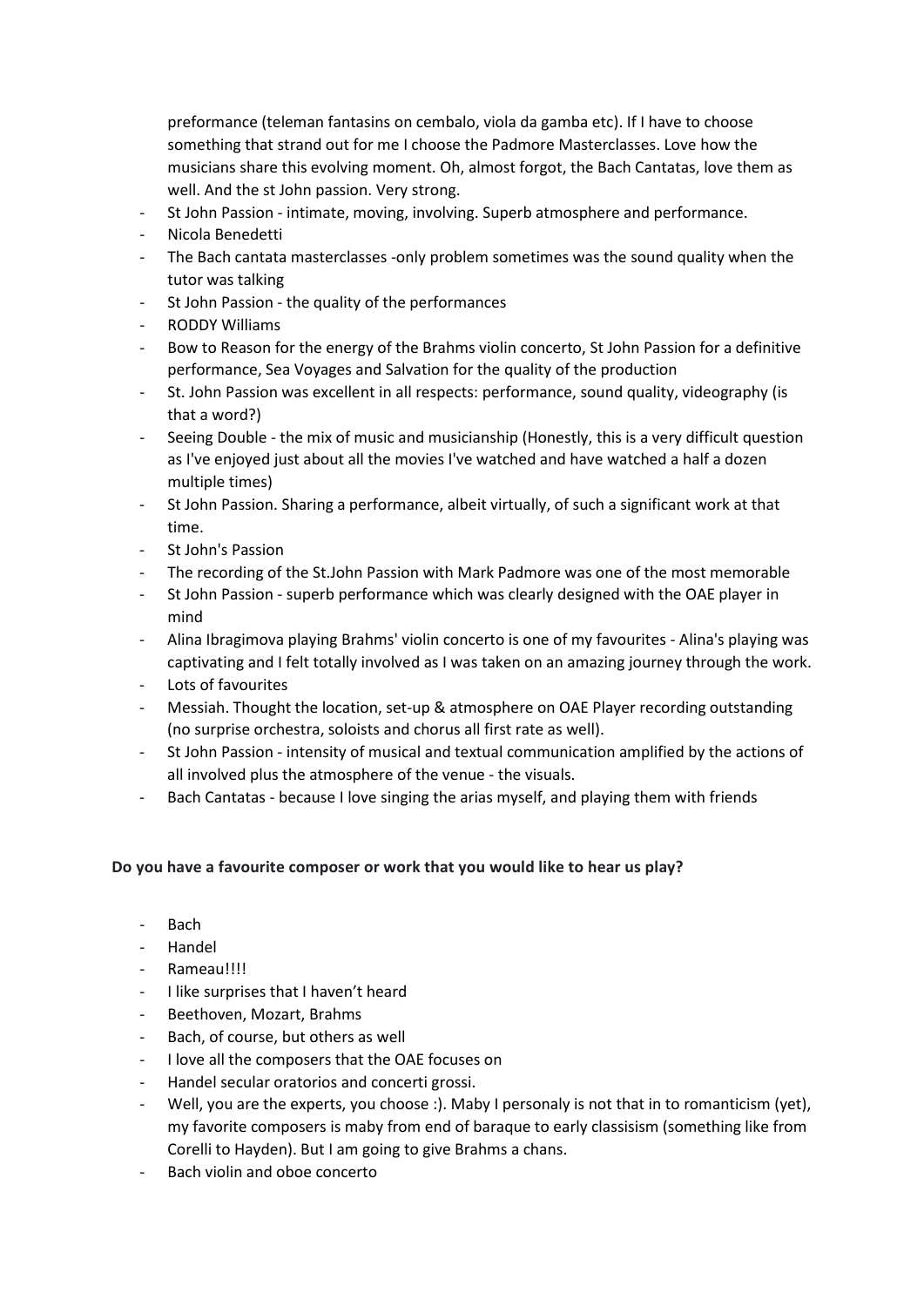preformance (teleman fantasins on cembalo, viola da gamba etc). If I have to choose something that strand out for me I choose the Padmore Masterclasses. Love how the musicians share this evolving moment. Oh, almost forgot, the Bach Cantatas, love them as well. And the st John passion. Very strong.

- St John Passion - intimate, moving, involving. Superb atmosphere and performance.
- Nicola Benedetti
- The Bach cantata masterclasses -only problem sometimes was the sound quality when the tutor was talking
- St John Passion - the quality of the performances
- RODDY Williams
- Bow to Reason for the energy of the Brahms violin concerto, St John Passion for a definitive performance, Sea Voyages and Salvation for the quality of the production
- St. John Passion was excellent in all respects: performance, sound quality, videography (is that a word?)
- Seeing Double - the mix of music and musicianship (Honestly, this is a very difficult question as I've enjoyed just about all the movies I've watched and have watched a half a dozen multiple times)
- St John Passion. Sharing a performance, albeit virtually, of such a significant work at that time.
- St John's Passion
- The recording of the St.John Passion with Mark Padmore was one of the most memorable
- St John Passion - superb performance which was clearly designed with the OAE player in mind
- Alina Ibragimova playing Brahms' violin concerto is one of my favourites - Alina's playing was captivating and I felt totally involved as I was taken on an amazing journey through the work.
- Lots of favourites
- Messiah. Thought the location, set-up & atmosphere on OAE Player recording outstanding (no surprise orchestra, soloists and chorus all first rate as well).
- St John Passion - intensity of musical and textual communication amplified by the actions of all involved plus the atmosphere of the venue - the visuals.
- Bach Cantatas - because I love singing the arias myself, and playing them with friends

**Do you have a favourite composer or work that you would like to hear us play?**

- Bach
- Handel
- Rameau!!!!
- I like surprises that I haven't heard
- Beethoven, Mozart, Brahms
- Bach, of course, but others as well
- I love all the composers that the OAE focuses on
- Handel secular oratorios and concerti grossi.
- Well, you are the experts, you choose :). Maby I personaly is not that in to romanticism (yet), my favorite composers is maby from end of baraque to early classisism (something like from Corelli to Hayden). But I am going to give Brahms a chans.
- Bach violin and oboe concerto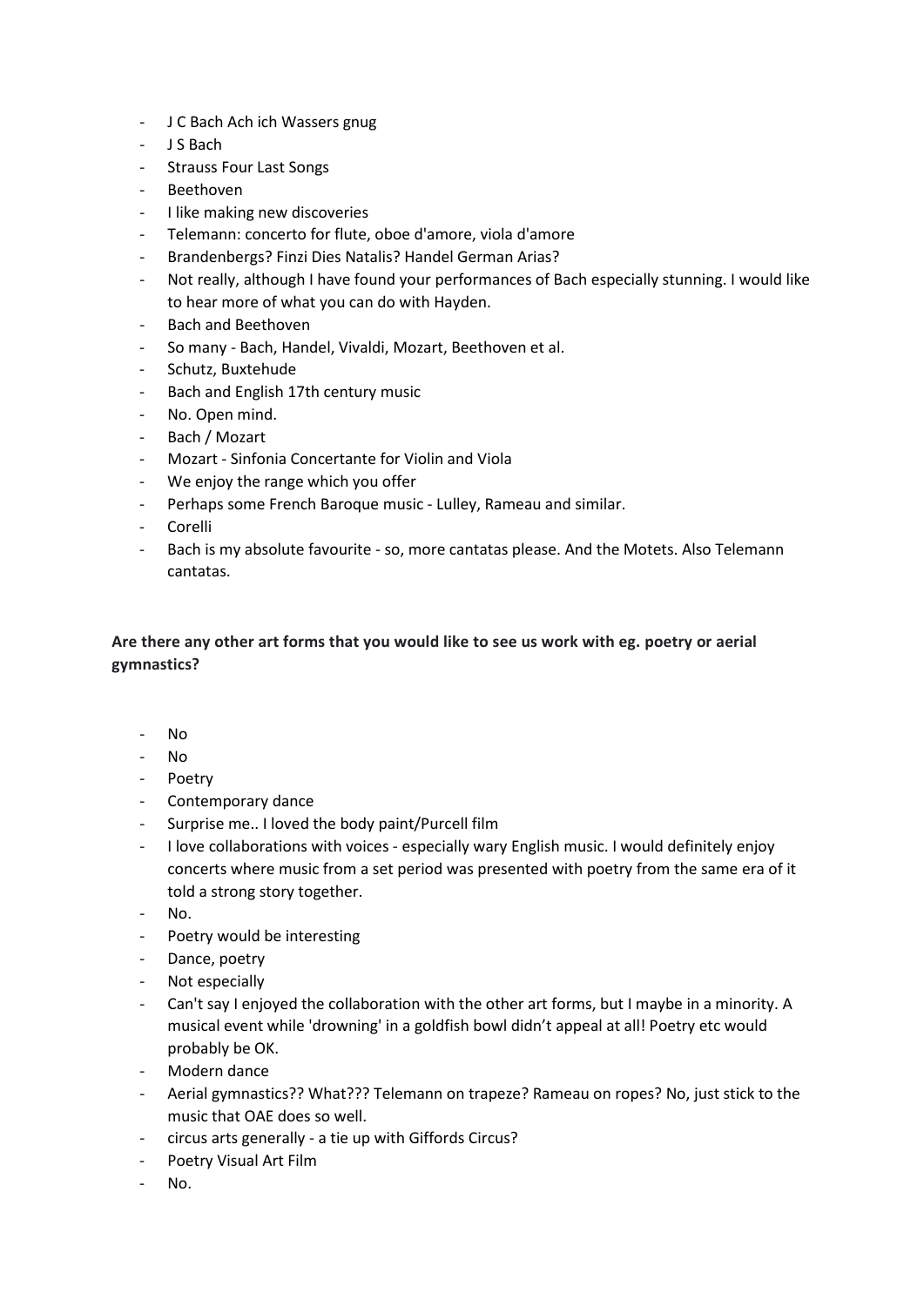- J C Bach Ach ich Wassers gnug
- J S Bach
- Strauss Four Last Songs
- Beethoven
- I like making new discoveries
- Telemann: concerto for flute, oboe d'amore, viola d'amore
- Brandenbergs? Finzi Dies Natalis? Handel German Arias?
- Not really, although I have found your performances of Bach especially stunning. I would like to hear more of what you can do with Hayden.
- Bach and Beethoven
- So many - Bach, Handel, Vivaldi, Mozart, Beethoven et al.
- Schutz, Buxtehude
- Bach and English 17th century music
- No. Open mind.
- Bach / Mozart
- Mozart - Sinfonia Concertante for Violin and Viola
- We enjoy the range which you offer
- Perhaps some French Baroque music - Lulley, Rameau and similar.
- Corelli
- Bach is my absolute favourite - so, more cantatas please. And the Motets. Also Telemann cantatas.

**Are there any other art forms that you would like to see us work with eg. poetry or aerial gymnastics?**

- No
- No
- Poetry
- Contemporary dance
- Surprise me.. I loved the body paint/Purcell film
- I love collaborations with voices - especially wary English music. I would definitely enjoy concerts where music from a set period was presented with poetry from the same era of it told a strong story together.
- No.
- Poetry would be interesting
- Dance, poetry
- Not especially
- Can't say I enjoyed the collaboration with the other art forms, but I maybe in a minority. A musical event while 'drowning' in a goldfish bowl didn't appeal at all! Poetry etc would probably be OK.
- Modern dance
- Aerial gymnastics?? What??? Telemann on trapeze? Rameau on ropes? No, just stick to the music that OAE does so well.
- circus arts generally - a tie up with Giffords Circus?
- Poetry Visual Art Film
- No.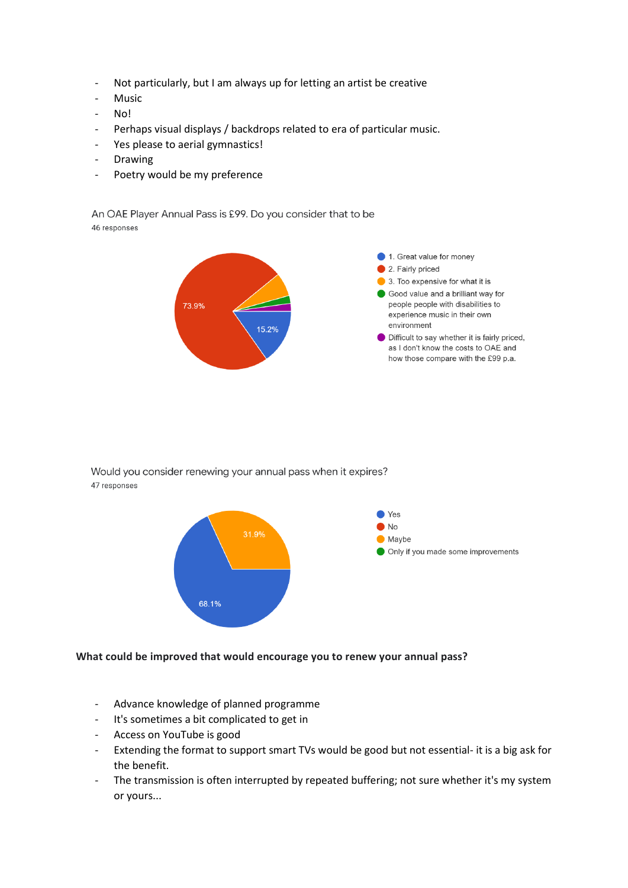- Not particularly, but I am always up for letting an artist be creative
- Music
- No!
- Perhaps visual displays / backdrops related to era of particular music.
- Yes please to aerial gymnastics!
- Drawing
- Poetry would be my preference

An OAE Player Annual Pass is £99. Do you consider that to be
46 responses

- 1. Great value for money — 15.2%
- 2. Fairly priced — 73.9%
- 3. Too expensive for what it is
- Good value and a brilliant way for people people with disabilities to experience music in their own environment
- Difficult to say whether it is fairly priced, as I don't know the costs to OAE and how those compare with the £99 p.a.

Would you consider renewing your annual pass when it expires?
47 responses

- Yes — 68.1%
- No
- Maybe — 31.9%
- Only if you made some improvements

**What could be improved that would encourage you to renew your annual pass?**

- Advance knowledge of planned programme
- It's sometimes a bit complicated to get in
- Access on YouTube is good
- Extending the format to support smart TVs would be good but not essential- it is a big ask for the benefit.
- The transmission is often interrupted by repeated buffering; not sure whether it's my system or yours...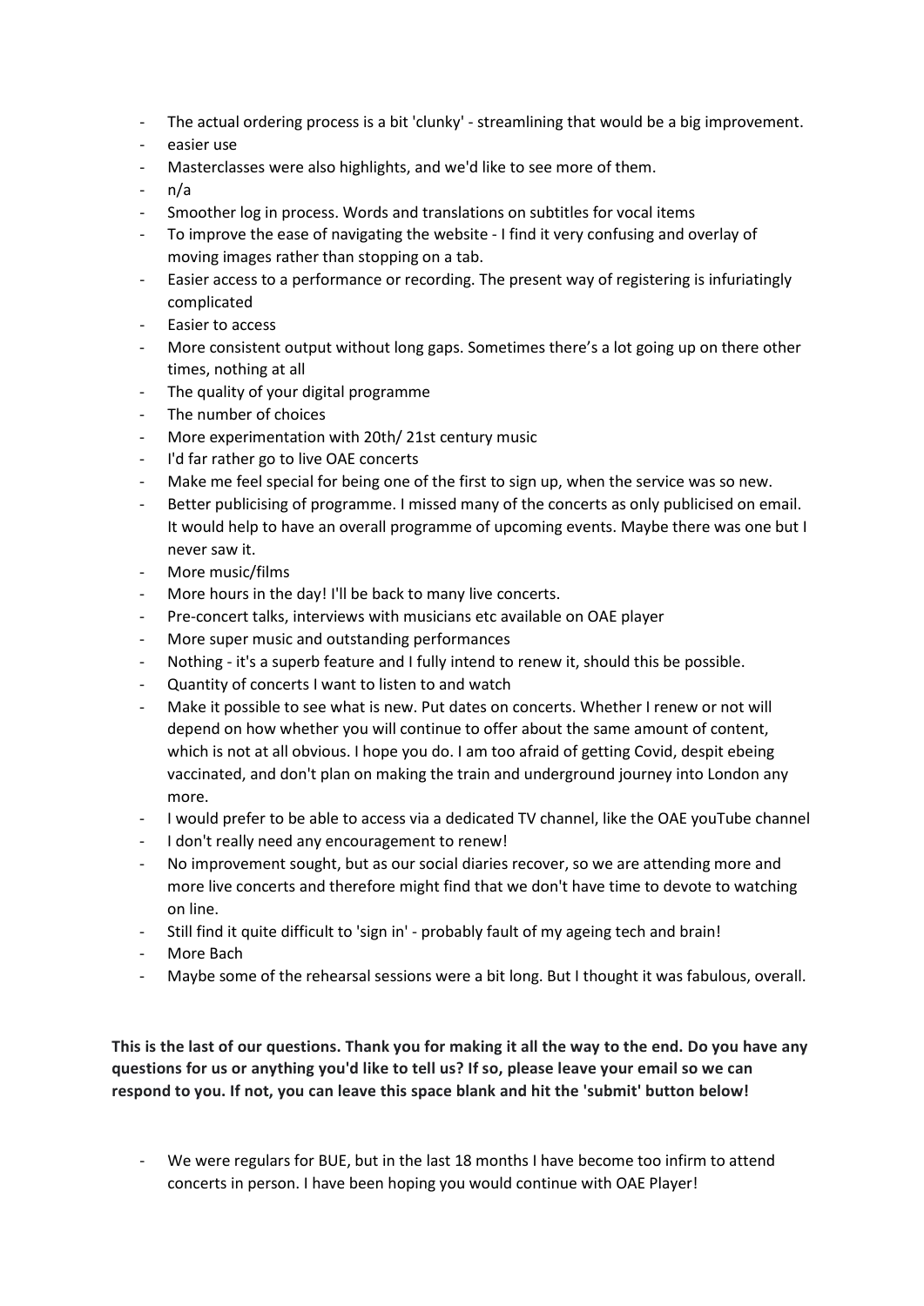- The actual ordering process is a bit 'clunky' - streamlining that would be a big improvement.
- easier use
- Masterclasses were also highlights, and we'd like to see more of them.
- n/a
- Smoother log in process. Words and translations on subtitles for vocal items
- To improve the ease of navigating the website - I find it very confusing and overlay of moving images rather than stopping on a tab.
- Easier access to a performance or recording. The present way of registering is infuriatingly complicated
- Easier to access
- More consistent output without long gaps. Sometimes there's a lot going up on there other times, nothing at all
- The quality of your digital programme
- The number of choices
- More experimentation with 20th/ 21st century music
- I'd far rather go to live OAE concerts
- Make me feel special for being one of the first to sign up, when the service was so new.
- Better publicising of programme. I missed many of the concerts as only publicised on email. It would help to have an overall programme of upcoming events. Maybe there was one but I never saw it.
- More music/films
- More hours in the day! I'll be back to many live concerts.
- Pre-concert talks, interviews with musicians etc available on OAE player
- More super music and outstanding performances
- Nothing - it's a superb feature and I fully intend to renew it, should this be possible.
- Quantity of concerts I want to listen to and watch
- Make it possible to see what is new. Put dates on concerts. Whether I renew or not will depend on how whether you will continue to offer about the same amount of content, which is not at all obvious. I hope you do. I am too afraid of getting Covid, despit ebeing vaccinated, and don't plan on making the train and underground journey into London any more.
- I would prefer to be able to access via a dedicated TV channel, like the OAE youTube channel
- I don't really need any encouragement to renew!
- No improvement sought, but as our social diaries recover, so we are attending more and more live concerts and therefore might find that we don't have time to devote to watching on line.
- Still find it quite difficult to 'sign in' - probably fault of my ageing tech and brain!
- More Bach
- Maybe some of the rehearsal sessions were a bit long. But I thought it was fabulous, overall.

**This is the last of our questions. Thank you for making it all the way to the end. Do you have any questions for us or anything you'd like to tell us? If so, please leave your email so we can respond to you. If not, you can leave this space blank and hit the 'submit' button below!**

- We were regulars for BUE, but in the last 18 months I have become too infirm to attend concerts in person. I have been hoping you would continue with OAE Player!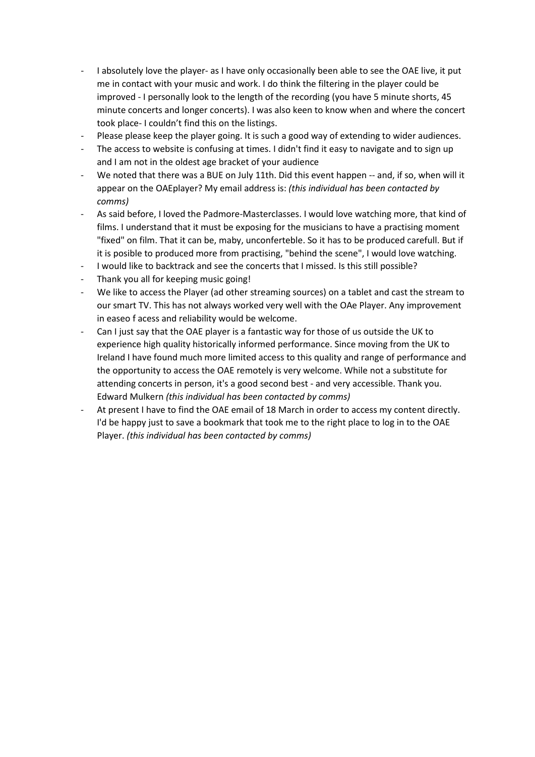- I absolutely love the player- as I have only occasionally been able to see the OAE live, it put me in contact with your music and work. I do think the filtering in the player could be improved - I personally look to the length of the recording (you have 5 minute shorts, 45 minute concerts and longer concerts). I was also keen to know when and where the concert took place- I couldn't find this on the listings.
- Please please keep the player going. It is such a good way of extending to wider audiences.
- The access to website is confusing at times. I didn't find it easy to navigate and to sign up and I am not in the oldest age bracket of your audience
- We noted that there was a BUE on July 11th. Did this event happen -- and, if so, when will it appear on the OAEplayer? My email address is: *(this individual has been contacted by comms)*
- As said before, I loved the Padmore-Masterclasses. I would love watching more, that kind of films. I understand that it must be exposing for the musicians to have a practising moment "fixed" on film. That it can be, maby, unconferteble. So it has to be produced carefull. But if it is posible to produced more from practising, "behind the scene", I would love watching.
- I would like to backtrack and see the concerts that I missed. Is this still possible?
- Thank you all for keeping music going!
- We like to access the Player (ad other streaming sources) on a tablet and cast the stream to our smart TV. This has not always worked very well with the OAe Player. Any improvement in easeo f acess and reliability would be welcome.
- Can I just say that the OAE player is a fantastic way for those of us outside the UK to experience high quality historically informed performance. Since moving from the UK to Ireland I have found much more limited access to this quality and range of performance and the opportunity to access the OAE remotely is very welcome. While not a substitute for attending concerts in person, it's a good second best - and very accessible. Thank you. Edward Mulkern *(this individual has been contacted by comms)*
- At present I have to find the OAE email of 18 March in order to access my content directly. I'd be happy just to save a bookmark that took me to the right place to log in to the OAE Player. *(this individual has been contacted by comms)*